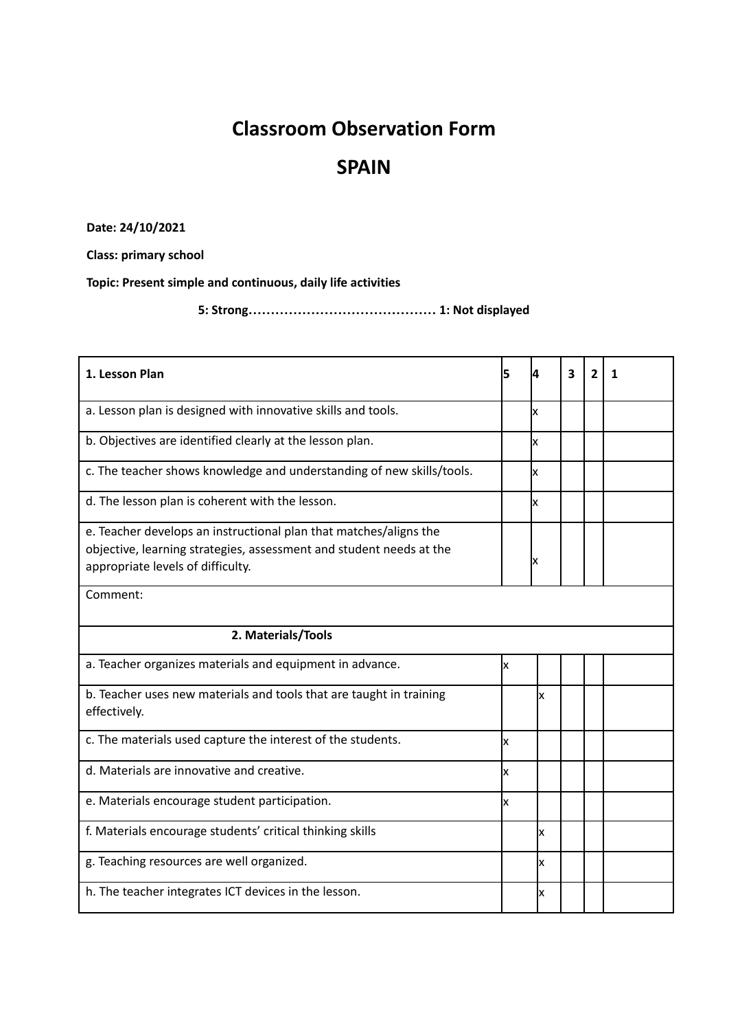# Classroom Observation Form

# SPAIN

**Date: 24/10/2021**

**Class: primary school**

**Topic: Present simple and continuous, daily life activities**

**5: Strong…………………………………… 1: Not displayed**

| **1. Lesson Plan** | **5** | **4** | **3** | **2** | **1** |
|---|---|---|---|---|---|
| a. Lesson plan is designed with innovative skills and tools. | | x | | | |
| b. Objectives are identified clearly at the lesson plan. | | x | | | |
| c. The teacher shows knowledge and understanding of new skills/tools. | | x | | | |
| d. The lesson plan is coherent with the lesson. | | x | | | |
| e. Teacher develops an instructional plan that matches/aligns the objective, learning strategies, assessment and student needs at the appropriate levels of difficulty. | | x | | | |
| Comment: | | | | | |
| **2. Materials/Tools** | | | | | |
| a. Teacher organizes materials and equipment in advance. | x | | | | |
| b. Teacher uses new materials and tools that are taught in training effectively. | | x | | | |
| c. The materials used capture the interest of the students. | x | | | | |
| d. Materials are innovative and creative. | x | | | | |
| e. Materials encourage student participation. | x | | | | |
| f. Materials encourage students' critical thinking skills | | x | | | |
| g. Teaching resources are well organized. | | x | | | |
| h. The teacher integrates ICT devices in the lesson. | | x | | | |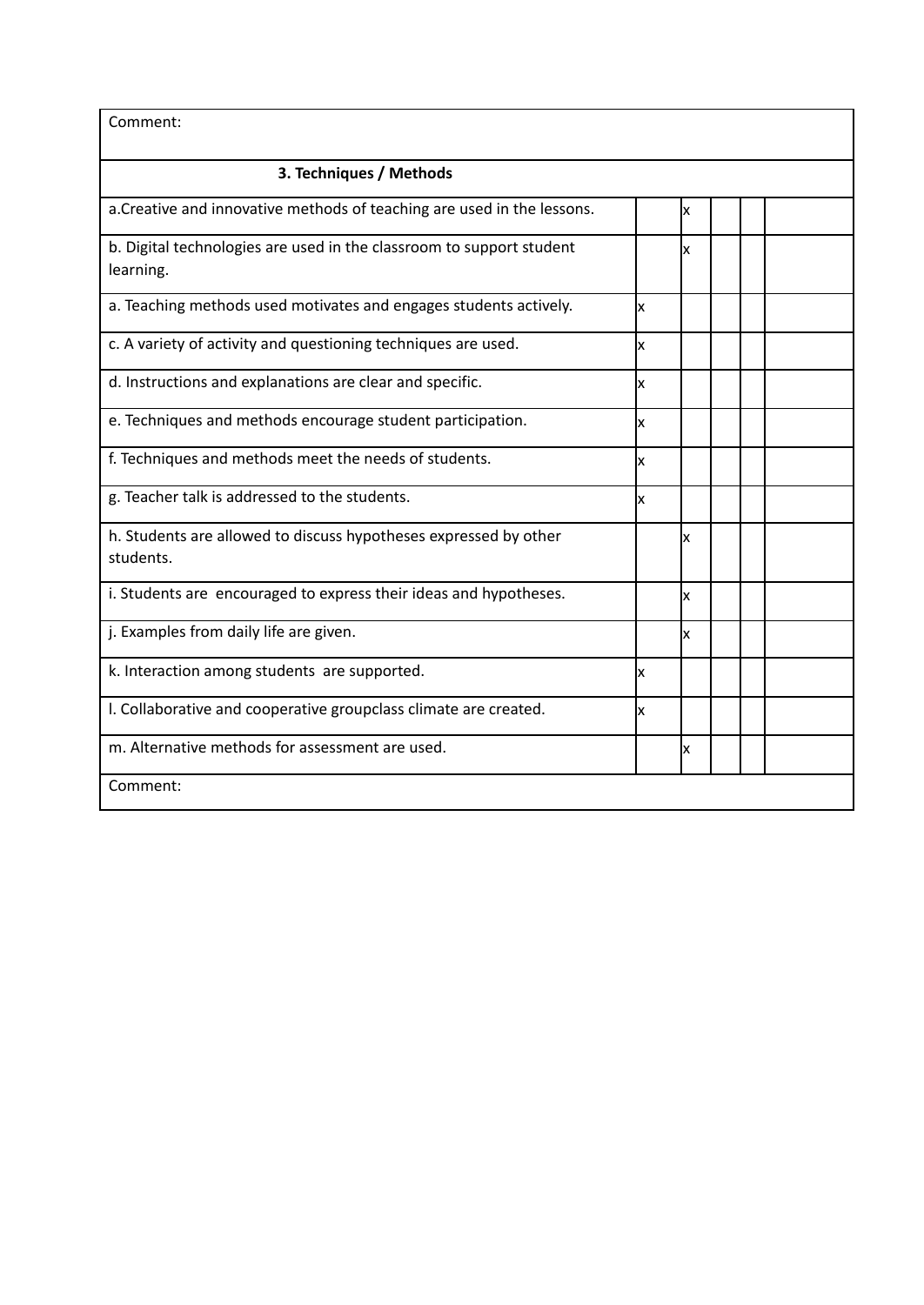| | | | | | |
|---|---|---|---|---|---|
| Comment: | | | | | |
| **3. Techniques / Methods** | | | | | |
| a.Creative and innovative methods of teaching are used in the lessons. | | x | | | |
| b. Digital technologies are used in the classroom to support student learning. | | x | | | |
| a. Teaching methods used motivates and engages students actively. | x | | | | |
| c. A variety of activity and questioning techniques are used. | x | | | | |
| d. Instructions and explanations are clear and specific. | x | | | | |
| e. Techniques and methods encourage student participation. | x | | | | |
| f. Techniques and methods meet the needs of students. | x | | | | |
| g. Teacher talk is addressed to the students. | x | | | | |
| h. Students are allowed to discuss hypotheses expressed by other students. | | x | | | |
| i. Students are encouraged to express their ideas and hypotheses. | | x | | | |
| j. Examples from daily life are given. | | x | | | |
| k. Interaction among students are supported. | x | | | | |
| l. Collaborative and cooperative groupclass climate are created. | x | | | | |
| m. Alternative methods for assessment are used. | | x | | | |
| Comment: | | | | | |